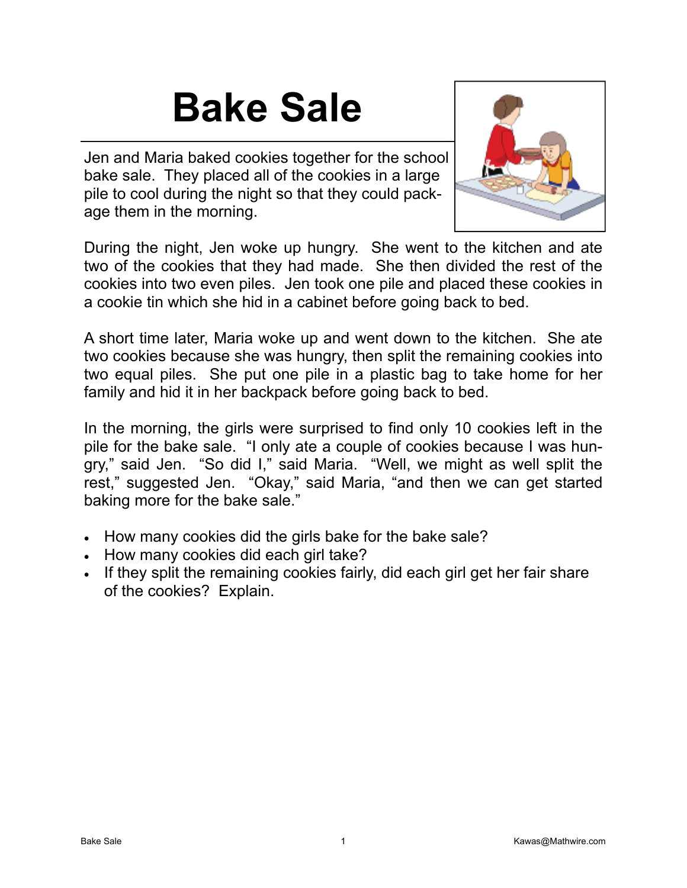# Bake Sale

Jen and Maria baked cookies together for the school bake sale. They placed all of the cookies in a large pile to cool during the night so that they could package them in the morning.

During the night, Jen woke up hungry. She went to the kitchen and ate two of the cookies that they had made. She then divided the rest of the cookies into two even piles. Jen took one pile and placed these cookies in a cookie tin which she hid in a cabinet before going back to bed.

A short time later, Maria woke up and went down to the kitchen. She ate two cookies because she was hungry, then split the remaining cookies into two equal piles. She put one pile in a plastic bag to take home for her family and hid it in her backpack before going back to bed.

In the morning, the girls were surprised to find only 10 cookies left in the pile for the bake sale. "I only ate a couple of cookies because I was hungry," said Jen. "So did I," said Maria. "Well, we might as well split the rest," suggested Jen. "Okay," said Maria, "and then we can get started baking more for the bake sale."

- How many cookies did the girls bake for the bake sale?
- How many cookies did each girl take?
- If they split the remaining cookies fairly, did each girl get her fair share of the cookies? Explain.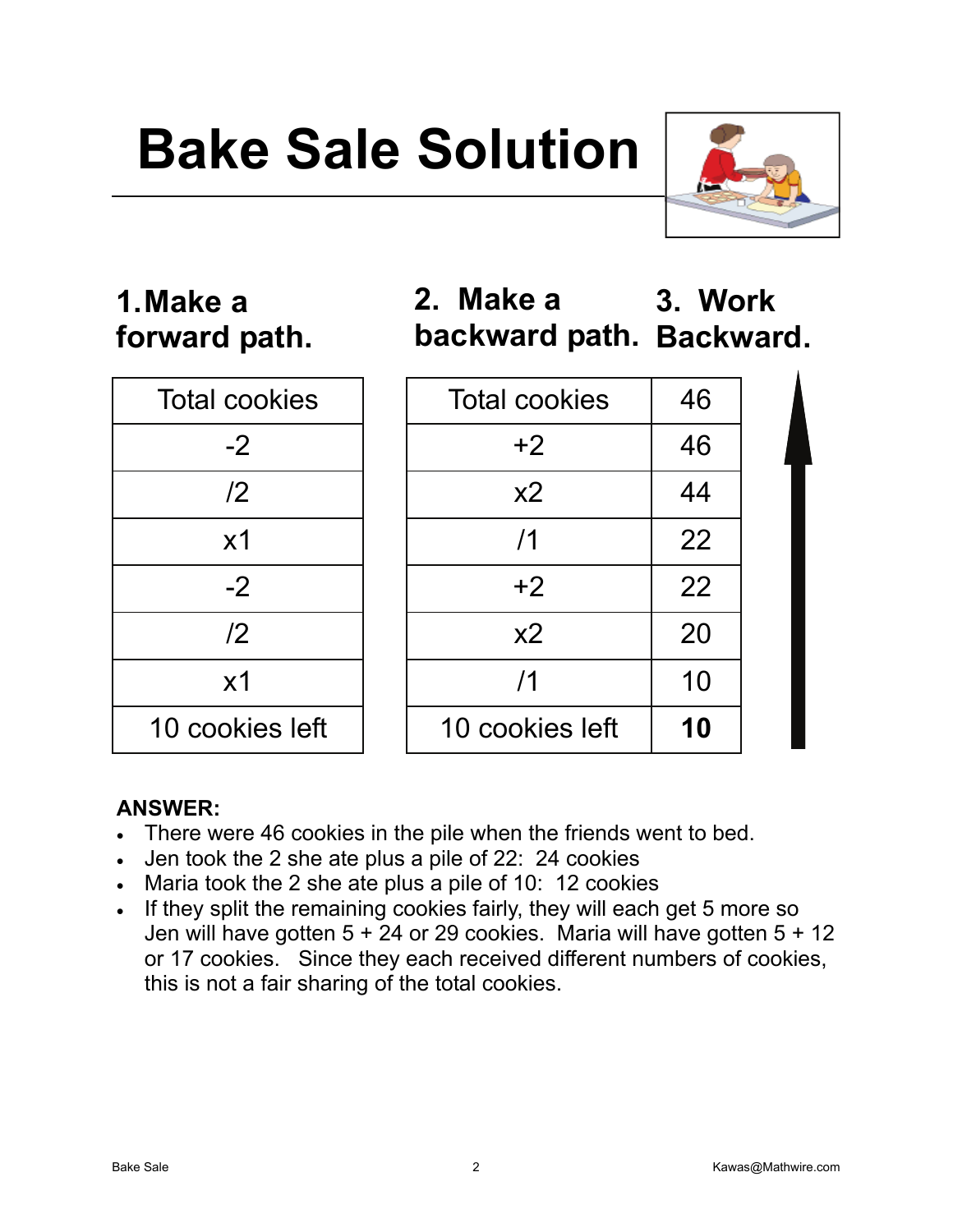# Bake Sale Solution

### 1. Make a forward path.

| |
|---|
| Total cookies |
| -2 |
| /2 |
| x1 |
| -2 |
| /2 |
| x1 |
| 10 cookies left |

### 2. Make a backward path. 3. Work Backward.

| | |
|---|---|
| Total cookies | 46 |
| +2 | 46 |
| x2 | 44 |
| /1 | 22 |
| +2 | 22 |
| x2 | 20 |
| /1 | 10 |
| 10 cookies left | **10** |

**ANSWER:**

- There were 46 cookies in the pile when the friends went to bed.
- Jen took the 2 she ate plus a pile of 22: 24 cookies
- Maria took the 2 she ate plus a pile of 10: 12 cookies
- If they split the remaining cookies fairly, they will each get 5 more so Jen will have gotten 5 + 24 or 29 cookies. Maria will have gotten 5 + 12 or 17 cookies. Since they each received different numbers of cookies, this is not a fair sharing of the total cookies.